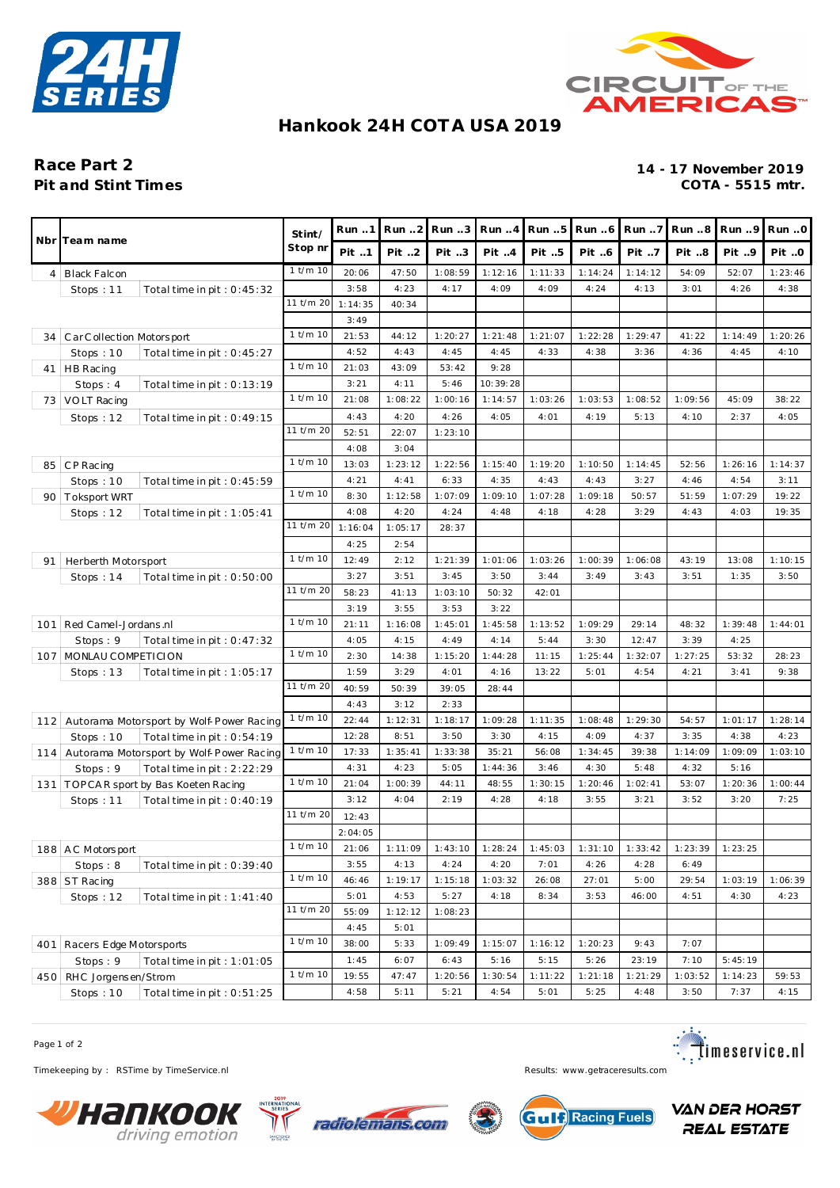# Hankook 24H COTA USA 2019

**Race Part 2**
**Pit and Stint Times**

**14 - 17 November 2019**
**COTA - 5515 mtr.**

| Nbr | Team name | | Stint/ Stop nr | Run ..1 / Pit ..1 | Run ..2 / Pit ..2 | Run ..3 / Pit ..3 | Run ..4 / Pit ..4 | Run ..5 / Pit ..5 | Run ..6 / Pit ..6 | Run ..7 / Pit ..7 | Run ..8 / Pit ..8 | Run ..9 / Pit ..9 | Run ..0 / Pit ..0 |
|---|---|---|---|---|---|---|---|---|---|---|---|---|---|
| 4 | Black Falcon | | 1 t/m 10 | 20:06 | 47:50 | 1:08:59 | 1:12:16 | 1:11:33 | 1:14:24 | 1:14:12 | 54:09 | 52:07 | 1:23:46 |
| | Stops : 11 | Total time in pit : 0:45:32 | | 3:58 | 4:23 | 4:17 | 4:09 | 4:09 | 4:24 | 4:13 | 3:01 | 4:26 | 4:38 |
| | | | 11 t/m 20 | 1:14:35 | 40:34 | | | | | | | | |
| | | | | 3:49 | | | | | | | | | |
| 34 | Car Collection Motorsport | | 1 t/m 10 | 21:53 | 44:12 | 1:20:27 | 1:21:48 | 1:21:07 | 1:22:28 | 1:29:47 | 41:22 | 1:14:49 | 1:20:26 |
| | Stops : 10 | Total time in pit : 0:45:27 | | 4:52 | 4:43 | 4:45 | 4:45 | 4:33 | 4:38 | 3:36 | 4:36 | 4:45 | 4:10 |
| 41 | HB Racing | | 1 t/m 10 | 21:03 | 43:09 | 53:42 | 9:28 | | | | | | |
| | Stops : 4 | Total time in pit : 0:13:19 | | 3:21 | 4:11 | 5:46 | 10:39:28 | | | | | | |
| 73 | VOLT Racing | | 1 t/m 10 | 21:08 | 1:08:22 | 1:00:16 | 1:14:57 | 1:03:26 | 1:03:53 | 1:08:52 | 1:09:56 | 45:09 | 38:22 |
| | Stops : 12 | Total time in pit : 0:49:15 | | 4:43 | 4:20 | 4:26 | 4:05 | 4:01 | 4:19 | 5:13 | 4:10 | 2:37 | 4:05 |
| | | | 11 t/m 20 | 52:51 | 22:07 | 1:23:10 | | | | | | | |
| | | | | 4:08 | 3:04 | | | | | | | | |
| 85 | CP Racing | | 1 t/m 10 | 13:03 | 1:23:12 | 1:22:56 | 1:15:40 | 1:19:20 | 1:10:50 | 1:14:45 | 52:56 | 1:26:16 | 1:14:37 |
| | Stops : 10 | Total time in pit : 0:45:59 | | 4:21 | 4:41 | 6:33 | 4:35 | 4:43 | 4:43 | 3:27 | 4:46 | 4:54 | 3:11 |
| 90 | Toksport WRT | | 1 t/m 10 | 8:30 | 1:12:58 | 1:07:09 | 1:09:10 | 1:07:28 | 1:09:18 | 50:57 | 51:59 | 1:07:29 | 19:22 |
| | Stops : 12 | Total time in pit : 1:05:41 | | 4:08 | 4:20 | 4:24 | 4:48 | 4:18 | 4:28 | 3:29 | 4:43 | 4:03 | 19:35 |
| | | | 11 t/m 20 | 1:16:04 | 1:05:17 | 28:37 | | | | | | | |
| | | | | 4:25 | 2:54 | | | | | | | | |
| 91 | Herberth Motorsport | | 1 t/m 10 | 12:49 | 2:12 | 1:21:39 | 1:01:06 | 1:03:26 | 1:00:39 | 1:06:08 | 43:19 | 13:08 | 1:10:15 |
| | Stops : 14 | Total time in pit : 0:50:00 | | 3:27 | 3:51 | 3:45 | 3:50 | 3:44 | 3:49 | 3:43 | 3:51 | 1:35 | 3:50 |
| | | | 11 t/m 20 | 58:23 | 41:13 | 1:03:10 | 50:32 | 42:01 | | | | | |
| | | | | 3:19 | 3:55 | 3:53 | 3:22 | | | | | | |
| 101 | Red Camel-Jordans.nl | | 1 t/m 10 | 21:11 | 1:16:08 | 1:45:01 | 1:45:58 | 1:13:52 | 1:09:29 | 29:14 | 48:32 | 1:39:48 | 1:44:01 |
| | Stops : 9 | Total time in pit : 0:47:32 | | 4:05 | 4:15 | 4:49 | 4:14 | 5:44 | 3:30 | 12:47 | 3:39 | 4:25 | |
| 107 | MONLAU COMPETICION | | 1 t/m 10 | 2:30 | 14:38 | 1:15:20 | 1:44:28 | 11:15 | 1:25:44 | 1:32:07 | 1:27:25 | 53:32 | 28:23 |
| | Stops : 13 | Total time in pit : 1:05:17 | | 1:59 | 3:29 | 4:01 | 4:16 | 13:22 | 5:01 | 4:54 | 4:21 | 3:41 | 9:38 |
| | | | 11 t/m 20 | 40:59 | 50:39 | 39:05 | 28:44 | | | | | | |
| | | | | 4:43 | 3:12 | 2:33 | | | | | | | |
| 112 | Autorama Motorsport by Wolf-Power Racing | | 1 t/m 10 | 22:44 | 1:12:31 | 1:18:17 | 1:09:28 | 1:11:35 | 1:08:48 | 1:29:30 | 54:57 | 1:01:17 | 1:28:14 |
| | Stops : 10 | Total time in pit : 0:54:19 | | 12:28 | 8:51 | 3:50 | 3:30 | 4:15 | 4:09 | 4:37 | 3:35 | 4:38 | 4:23 |
| 114 | Autorama Motorsport by Wolf-Power Racing | | 1 t/m 10 | 17:33 | 1:35:41 | 1:33:38 | 35:21 | 56:08 | 1:34:45 | 39:38 | 1:14:09 | 1:09:09 | 1:03:10 |
| | Stops : 9 | Total time in pit : 2:22:29 | | 4:31 | 4:23 | 5:05 | 1:44:36 | 3:46 | 4:30 | 5:48 | 4:32 | 5:16 | |
| 131 | TOPCAR sport by Bas Koeten Racing | | 1 t/m 10 | 21:04 | 1:00:39 | 44:11 | 48:55 | 1:30:15 | 1:20:46 | 1:02:41 | 53:07 | 1:20:36 | 1:00:44 |
| | Stops : 11 | Total time in pit : 0:40:19 | | 3:12 | 4:04 | 2:19 | 4:28 | 4:18 | 3:55 | 3:21 | 3:52 | 3:20 | 7:25 |
| | | | 11 t/m 20 | 12:43 | | | | | | | | | |
| | | | | 2:04:05 | | | | | | | | | |
| 188 | AC Motorsport | | 1 t/m 10 | 21:06 | 1:11:09 | 1:43:10 | 1:28:24 | 1:45:03 | 1:31:10 | 1:33:42 | 1:23:39 | 1:23:25 | |
| | Stops : 8 | Total time in pit : 0:39:40 | | 3:55 | 4:13 | 4:24 | 4:20 | 7:01 | 4:26 | 4:28 | 6:49 | | |
| 388 | ST Racing | | 1 t/m 10 | 46:46 | 1:19:17 | 1:15:18 | 1:03:32 | 26:08 | 27:01 | 5:00 | 29:54 | 1:03:19 | 1:06:39 |
| | Stops : 12 | Total time in pit : 1:41:40 | | 5:01 | 4:53 | 5:27 | 4:18 | 8:34 | 3:53 | 46:00 | 4:51 | 4:30 | 4:23 |
| | | | 11 t/m 20 | 55:09 | 1:12:12 | 1:08:23 | | | | | | | |
| | | | | 4:45 | 5:01 | | | | | | | | |
| 401 | Racers Edge Motorsports | | 1 t/m 10 | 38:00 | 5:33 | 1:09:49 | 1:15:07 | 1:16:12 | 1:20:23 | 9:43 | 7:07 | | |
| | Stops : 9 | Total time in pit : 1:01:05 | | 1:45 | 6:07 | 6:43 | 5:16 | 5:15 | 5:26 | 23:19 | 7:10 | 5:45:19 | |
| 450 | RHC Jorgensen/Strom | | 1 t/m 10 | 19:55 | 47:47 | 1:20:56 | 1:30:54 | 1:11:22 | 1:21:18 | 1:21:29 | 1:03:52 | 1:14:23 | 59:53 |
| | Stops : 10 | Total time in pit : 0:51:25 | | 4:58 | 5:11 | 5:21 | 4:54 | 5:01 | 5:25 | 4:48 | 3:50 | 7:37 | 4:15 |

Timekeeping by : RSTime by TimeService.nl

Results: www.getraceresults.com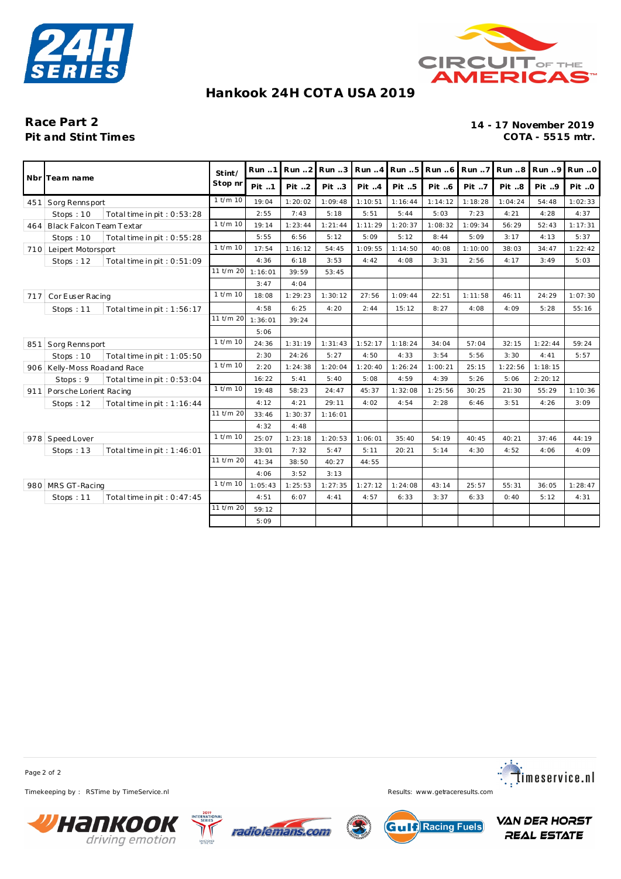# Hankook 24H COTA USA 2019

## Race Part 2
## Pit and Stint Times

**14 - 17 November 2019**
**COTA - 5515 mtr.**

| Nbr | Team name | | Stint/ Stop nr | Run ..1 / Pit ..1 | Run ..2 / Pit ..2 | Run ..3 / Pit ..3 | Run ..4 / Pit ..4 | Run ..5 / Pit ..5 | Run ..6 / Pit ..6 | Run ..7 / Pit ..7 | Run ..8 / Pit ..8 | Run ..9 / Pit ..9 | Run ..0 / Pit ..0 |
|---|---|---|---|---|---|---|---|---|---|---|---|---|---|
| 451 | Sorg Rennsport | | 1 t/m 10 | 19:04 | 1:20:02 | 1:09:48 | 1:10:51 | 1:16:44 | 1:14:12 | 1:18:28 | 1:04:24 | 54:48 | 1:02:33 |
| | Stops : 10 | Total time in pit : 0:53:28 | | 2:55 | 7:43 | 5:18 | 5:51 | 5:44 | 5:03 | 7:23 | 4:21 | 4:28 | 4:37 |
| 464 | Black Falcon Team Textar | | 1 t/m 10 | 19:14 | 1:23:44 | 1:21:44 | 1:11:29 | 1:20:37 | 1:08:32 | 1:09:34 | 56:29 | 52:43 | 1:17:31 |
| | Stops : 10 | Total time in pit : 0:55:28 | | 5:55 | 6:56 | 5:12 | 5:09 | 5:12 | 8:44 | 5:09 | 3:17 | 4:13 | 5:37 |
| 710 | Leipert Motorsport | | 1 t/m 10 | 17:54 | 1:16:12 | 54:45 | 1:09:55 | 1:14:50 | 40:08 | 1:10:00 | 38:03 | 34:47 | 1:22:42 |
| | Stops : 12 | Total time in pit : 0:51:09 | | 4:36 | 6:18 | 3:53 | 4:42 | 4:08 | 3:31 | 2:56 | 4:17 | 3:49 | 5:03 |
| | | | 11 t/m 20 | 1:16:01 | 39:59 | 53:45 | | | | | | | |
| | | | | 3:47 | 4:04 | | | | | | | | |
| 717 | Cor Euser Racing | | 1 t/m 10 | 18:08 | 1:29:23 | 1:30:12 | 27:56 | 1:09:44 | 22:51 | 1:11:58 | 46:11 | 24:29 | 1:07:30 |
| | Stops : 11 | Total time in pit : 1:56:17 | | 4:58 | 6:25 | 4:20 | 2:44 | 15:12 | 8:27 | 4:08 | 4:09 | 5:28 | 55:16 |
| | | | 11 t/m 20 | 1:36:01 | 39:24 | | | | | | | | |
| | | | | 5:06 | | | | | | | | | |
| 851 | Sorg Rennsport | | 1 t/m 10 | 24:36 | 1:31:19 | 1:31:43 | 1:52:17 | 1:18:24 | 34:04 | 57:04 | 32:15 | 1:22:44 | 59:24 |
| | Stops : 10 | Total time in pit : 1:05:50 | | 2:30 | 24:26 | 5:27 | 4:50 | 4:33 | 3:54 | 5:56 | 3:30 | 4:41 | 5:57 |
| 906 | Kelly-Moss Road and Race | | 1 t/m 10 | 2:20 | 1:24:38 | 1:20:04 | 1:20:40 | 1:26:24 | 1:00:21 | 25:15 | 1:22:56 | 1:18:15 | |
| | Stops : 9 | Total time in pit : 0:53:04 | | 16:22 | 5:41 | 5:40 | 5:08 | 4:59 | 4:39 | 5:26 | 5:06 | 2:20:12 | |
| 911 | Porsche Lorient Racing | | 1 t/m 10 | 19:48 | 58:23 | 24:47 | 45:37 | 1:32:08 | 1:25:56 | 30:25 | 21:30 | 55:29 | 1:10:36 |
| | Stops : 12 | Total time in pit : 1:16:44 | | 4:12 | 4:21 | 29:11 | 4:02 | 4:54 | 2:28 | 6:46 | 3:51 | 4:26 | 3:09 |
| | | | 11 t/m 20 | 33:46 | 1:30:37 | 1:16:01 | | | | | | | |
| | | | | 4:32 | 4:48 | | | | | | | | |
| 978 | Speed Lover | | 1 t/m 10 | 25:07 | 1:23:18 | 1:20:53 | 1:06:01 | 35:40 | 54:19 | 40:45 | 40:21 | 37:46 | 44:19 |
| | Stops : 13 | Total time in pit : 1:46:01 | | 33:01 | 7:32 | 5:47 | 5:11 | 20:21 | 5:14 | 4:30 | 4:52 | 4:06 | 4:09 |
| | | | 11 t/m 20 | 41:34 | 38:50 | 40:27 | 44:55 | | | | | | |
| | | | | 4:06 | 3:52 | 3:13 | | | | | | | |
| 980 | MRS GT-Racing | | 1 t/m 10 | 1:05:43 | 1:25:53 | 1:27:35 | 1:27:12 | 1:24:08 | 43:14 | 25:57 | 55:31 | 36:05 | 1:28:47 |
| | Stops : 11 | Total time in pit : 0:47:45 | | 4:51 | 6:07 | 4:41 | 4:57 | 6:33 | 3:37 | 6:33 | 0:40 | 5:12 | 4:31 |
| | | | 11 t/m 20 | 59:12 | | | | | | | | | |
| | | | | 5:09 | | | | | | | | | |

Timekeeping by : RSTime by TimeService.nl

Results: www.getraceresults.com